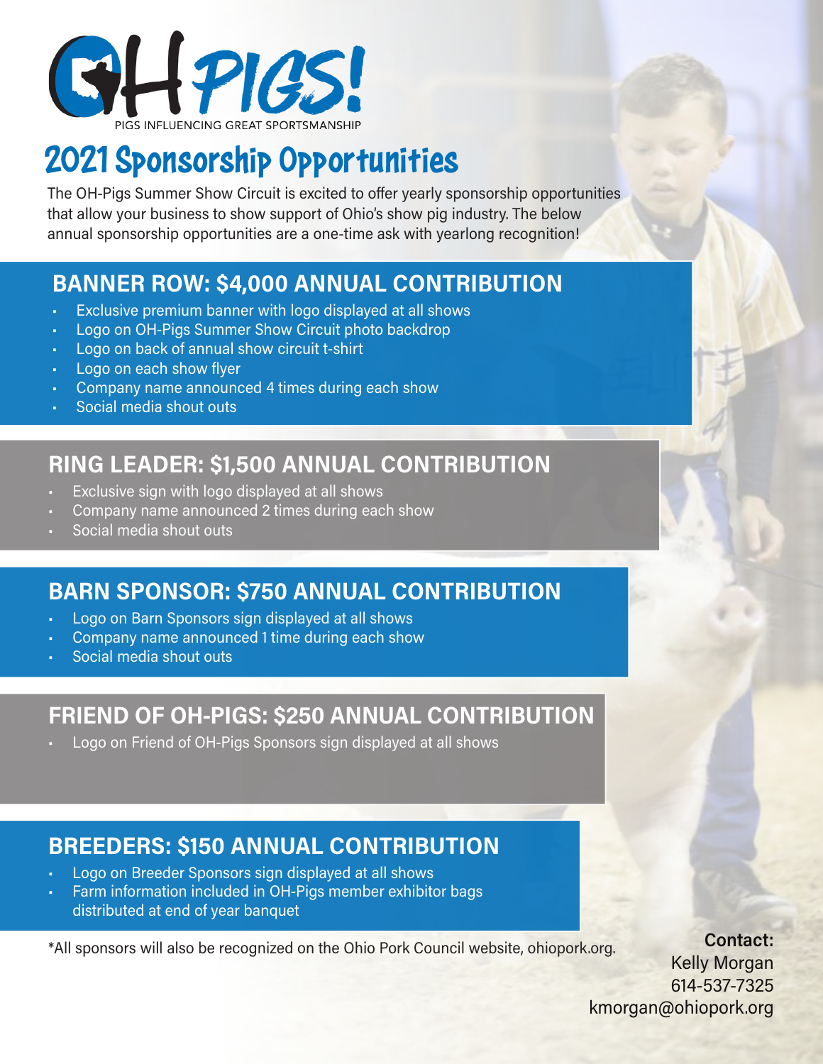# OH PIGS!

PIGS INFLUENCING GREAT SPORTSMANSHIP

# 2021 Sponsorship Opportunities

The OH-Pigs Summer Show Circuit is excited to offer yearly sponsorship opportunities that allow your business to show support of Ohio's show pig industry. The below annual sponsorship opportunities are a one-time ask with yearlong recognition!

## BANNER ROW: $4,000 ANNUAL CONTRIBUTION

- Exclusive premium banner with logo displayed at all shows
- Logo on OH-Pigs Summer Show Circuit photo backdrop
- Logo on back of annual show circuit t-shirt
- Logo on each show flyer
- Company name announced 4 times during each show
- Social media shout outs

## RING LEADER: $1,500 ANNUAL CONTRIBUTION

- Exclusive sign with logo displayed at all shows
- Company name announced 2 times during each show
- Social media shout outs

## BARN SPONSOR: $750 ANNUAL CONTRIBUTION

- Logo on Barn Sponsors sign displayed at all shows
- Company name announced 1 time during each show
- Social media shout outs

## FRIEND OF OH-PIGS: $250 ANNUAL CONTRIBUTION

- Logo on Friend of OH-Pigs Sponsors sign displayed at all shows

## BREEDERS: $150 ANNUAL CONTRIBUTION

- Logo on Breeder Sponsors sign displayed at all shows
- Farm information included in OH-Pigs member exhibitor bags distributed at end of year banquet

*All sponsors will also be recognized on the Ohio Pork Council website, ohiopork.org.

**Contact:**
Kelly Morgan
614-537-7325
kmorgan@ohiopork.org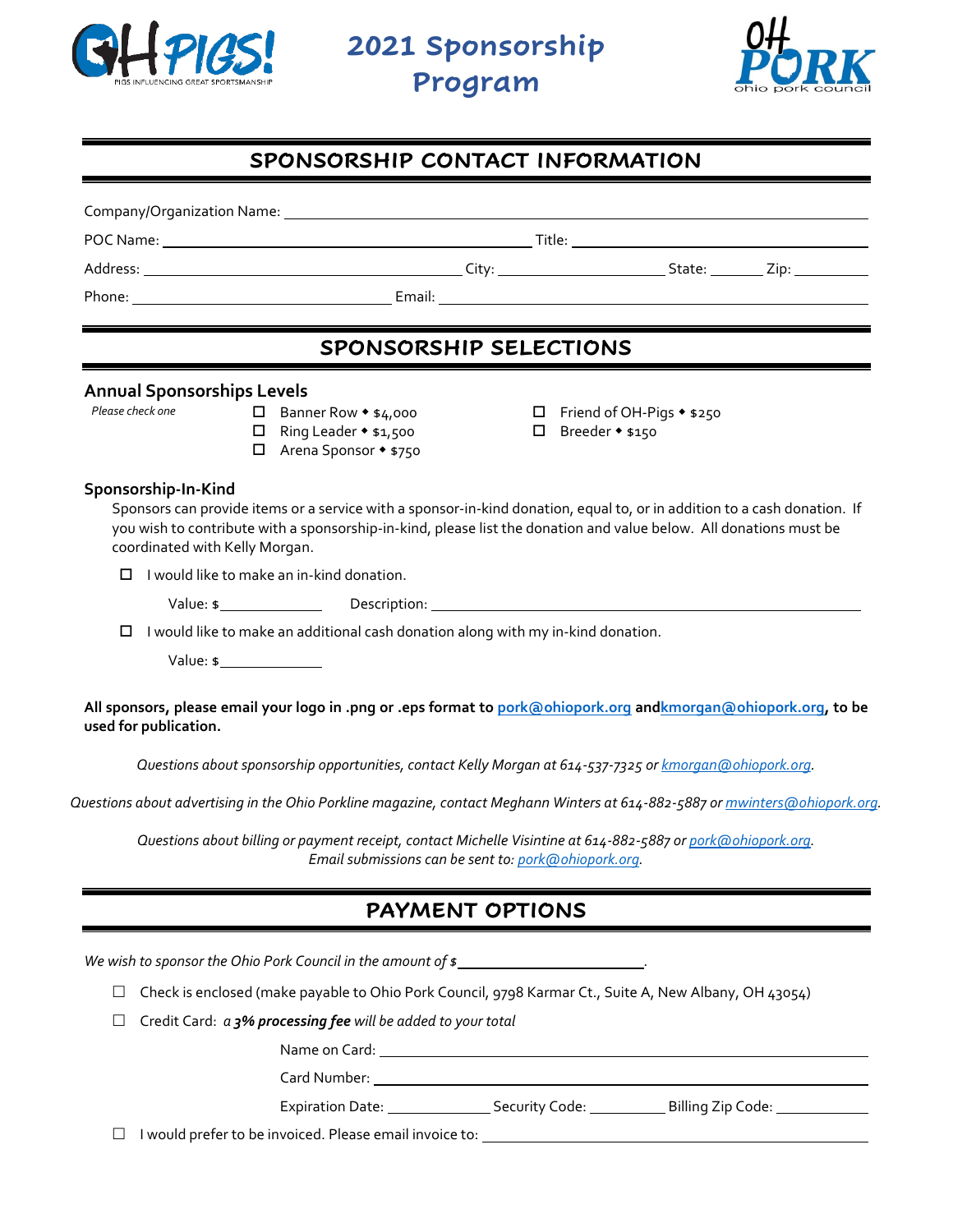# 2021 Sponsorship Program

## SPONSORSHIP CONTACT INFORMATION

Company/Organization Name: ______________________________

POC Name: ______________________ Title: ______________________

Address: ______________________ City: ______________ State: ______ Zip: ________

Phone: ______________________ Email: ______________________

## SPONSORSHIP SELECTIONS

### Annual Sponsorships Levels

*Please check one*

- ☐ Banner Row ◆ $4,000
- ☐ Ring Leader ◆ $1,500
- ☐ Arena Sponsor ◆ $750
- ☐ Friend of OH-Pigs ◆ $250
- ☐ Breeder ◆ $150

### Sponsorship-In-Kind

Sponsors can provide items or a service with a sponsor-in-kind donation, equal to, or in addition to a cash donation. If you wish to contribute with a sponsorship-in-kind, please list the donation and value below. All donations must be coordinated with Kelly Morgan.

☐ I would like to make an in-kind donation.

Value: $ ____________ Description: ______________________________

☐ I would like to make an additional cash donation along with my in-kind donation.

Value: $ ____________

**All sponsors, please email your logo in .png or .eps format to pork@ohiopork.org andkmorgan@ohiopork.org, to be used for publication.**

*Questions about sponsorship opportunities, contact Kelly Morgan at 614-537-7325 or kmorgan@ohiopork.org.*

*Questions about advertising in the Ohio Porkline magazine, contact Meghann Winters at 614-882-5887 or mwinters@ohiopork.org.*

*Questions about billing or payment receipt, contact Michelle Visintine at 614-882-5887 or pork@ohiopork.org.*
*Email submissions can be sent to: pork@ohiopork.org.*

## PAYMENT OPTIONS

*We wish to sponsor the Ohio Pork Council in the amount of $* ______________________.

☐ Check is enclosed (make payable to Ohio Pork Council, 9798 Karmar Ct., Suite A, New Albany, OH 43054)

☐ Credit Card: *a **3% processing fee** will be added to your total*

Name on Card: ______________________________

Card Number: ______________________________

Expiration Date: ____________ Security Code: __________ Billing Zip Code: ____________

☐ I would prefer to be invoiced. Please email invoice to: ______________________________